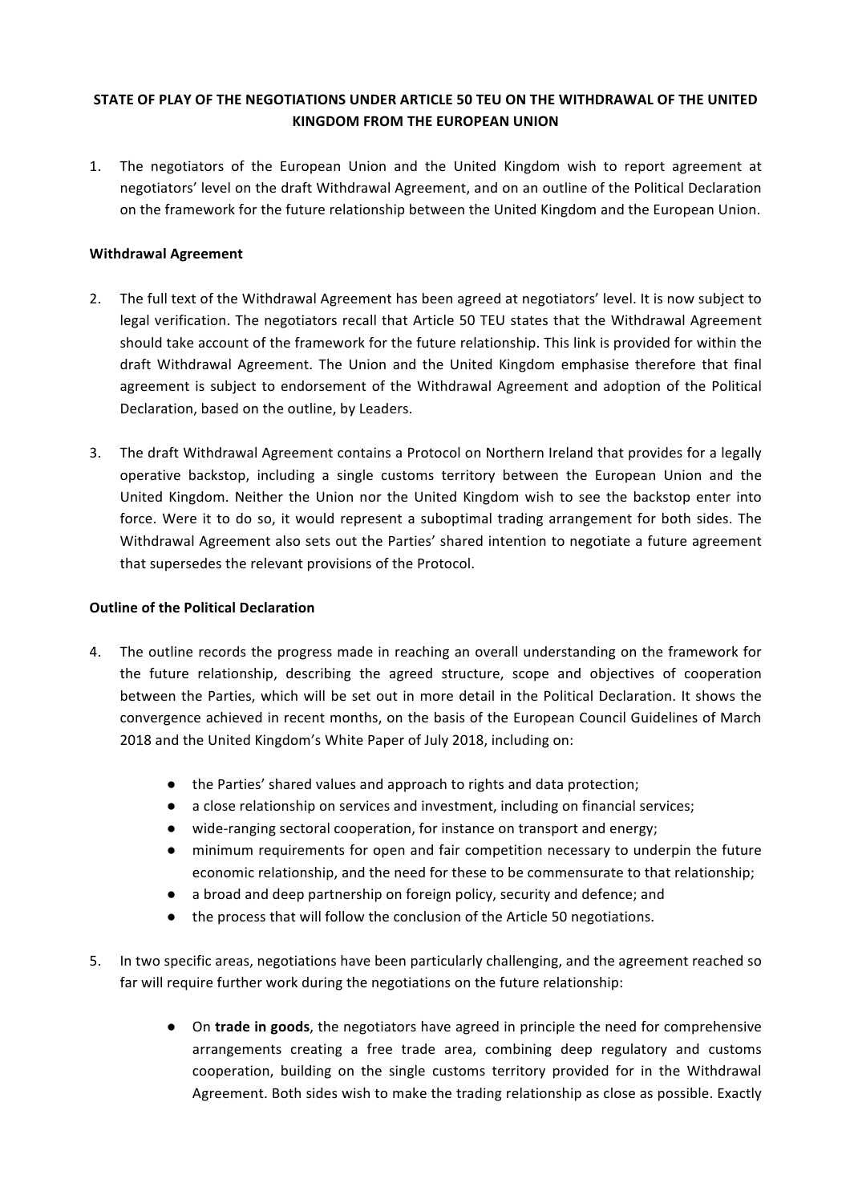# STATE OF PLAY OF THE NEGOTIATIONS UNDER ARTICLE 50 TEU ON THE WITHDRAWAL OF THE UNITED KINGDOM FROM THE EUROPEAN UNION

1. The negotiators of the European Union and the United Kingdom wish to report agreement at negotiators' level on the draft Withdrawal Agreement, and on an outline of the Political Declaration on the framework for the future relationship between the United Kingdom and the European Union.

**Withdrawal Agreement**

2. The full text of the Withdrawal Agreement has been agreed at negotiators' level. It is now subject to legal verification. The negotiators recall that Article 50 TEU states that the Withdrawal Agreement should take account of the framework for the future relationship. This link is provided for within the draft Withdrawal Agreement. The Union and the United Kingdom emphasise therefore that final agreement is subject to endorsement of the Withdrawal Agreement and adoption of the Political Declaration, based on the outline, by Leaders.

3. The draft Withdrawal Agreement contains a Protocol on Northern Ireland that provides for a legally operative backstop, including a single customs territory between the European Union and the United Kingdom. Neither the Union nor the United Kingdom wish to see the backstop enter into force. Were it to do so, it would represent a suboptimal trading arrangement for both sides. The Withdrawal Agreement also sets out the Parties' shared intention to negotiate a future agreement that supersedes the relevant provisions of the Protocol.

**Outline of the Political Declaration**

4. The outline records the progress made in reaching an overall understanding on the framework for the future relationship, describing the agreed structure, scope and objectives of cooperation between the Parties, which will be set out in more detail in the Political Declaration. It shows the convergence achieved in recent months, on the basis of the European Council Guidelines of March 2018 and the United Kingdom's White Paper of July 2018, including on:

    - the Parties' shared values and approach to rights and data protection;
    - a close relationship on services and investment, including on financial services;
    - wide-ranging sectoral cooperation, for instance on transport and energy;
    - minimum requirements for open and fair competition necessary to underpin the future economic relationship, and the need for these to be commensurate to that relationship;
    - a broad and deep partnership on foreign policy, security and defence; and
    - the process that will follow the conclusion of the Article 50 negotiations.

5. In two specific areas, negotiations have been particularly challenging, and the agreement reached so far will require further work during the negotiations on the future relationship:

    - On **trade in goods**, the negotiators have agreed in principle the need for comprehensive arrangements creating a free trade area, combining deep regulatory and customs cooperation, building on the single customs territory provided for in the Withdrawal Agreement. Both sides wish to make the trading relationship as close as possible. Exactly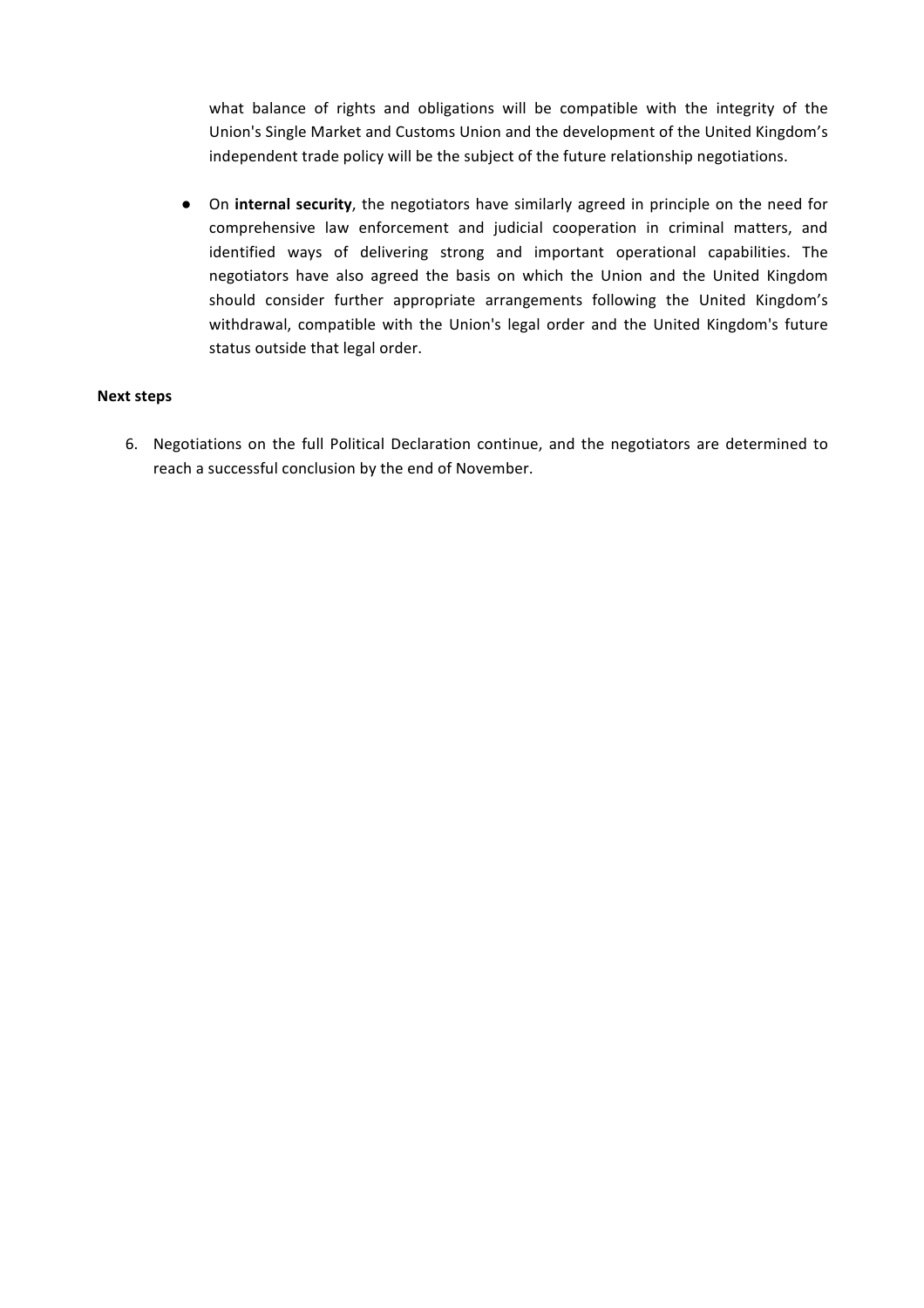what balance of rights and obligations will be compatible with the integrity of the Union's Single Market and Customs Union and the development of the United Kingdom's independent trade policy will be the subject of the future relationship negotiations.

- On **internal security**, the negotiators have similarly agreed in principle on the need for comprehensive law enforcement and judicial cooperation in criminal matters, and identified ways of delivering strong and important operational capabilities. The negotiators have also agreed the basis on which the Union and the United Kingdom should consider further appropriate arrangements following the United Kingdom's withdrawal, compatible with the Union's legal order and the United Kingdom's future status outside that legal order.

**Next steps**

6. Negotiations on the full Political Declaration continue, and the negotiators are determined to reach a successful conclusion by the end of November.